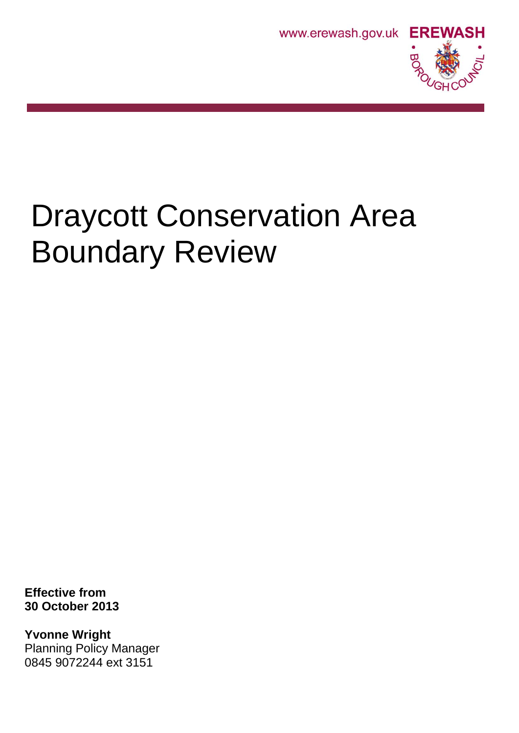www.erewash.gov.uk **EREWASH** BOROUGH COUNCIL

# Draycott Conservation Area Boundary Review

**Effective from**
**30 October 2013**

**Yvonne Wright**
Planning Policy Manager
0845 9072244 ext 3151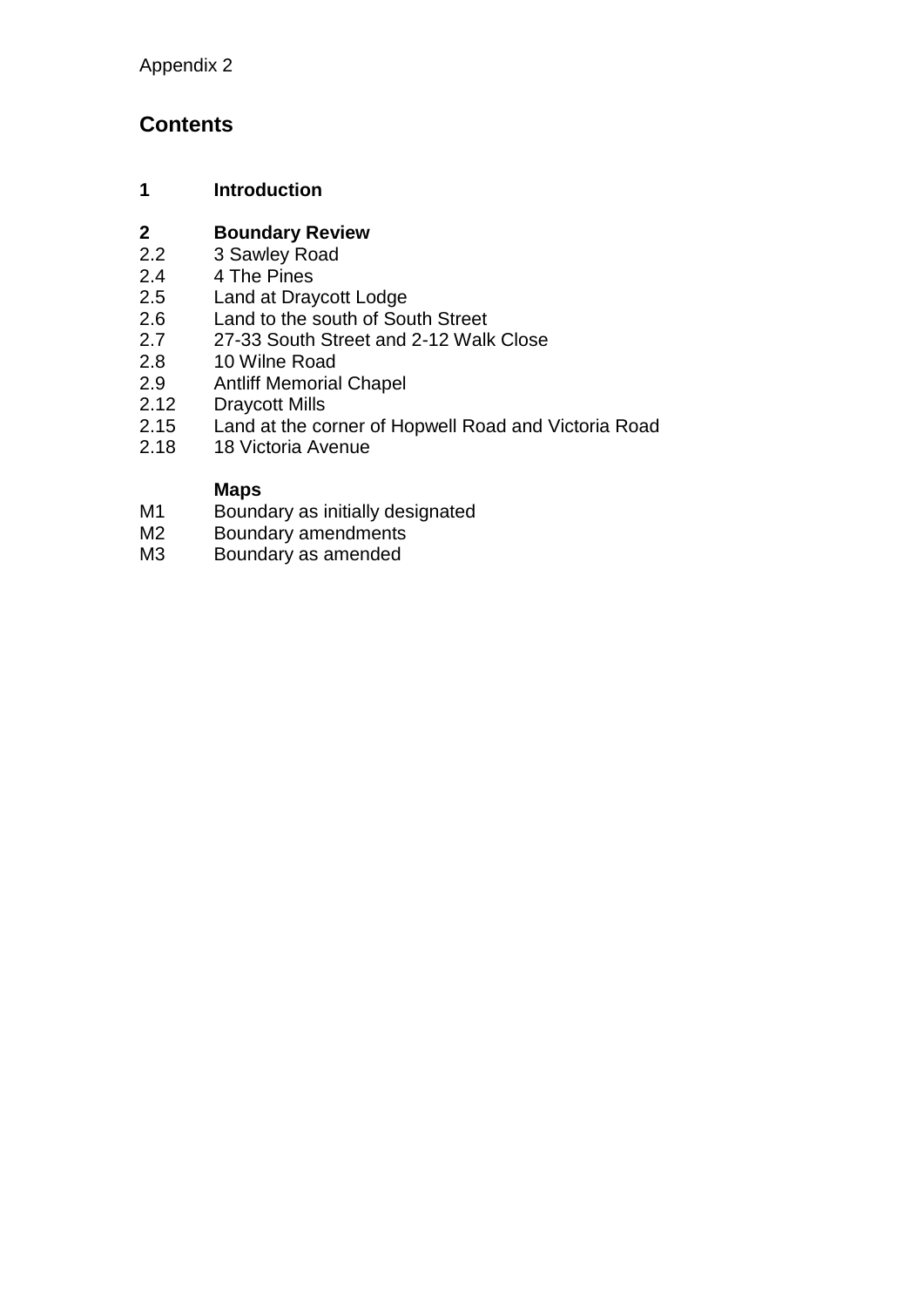Appendix 2

# Contents

**1 Introduction**

**2 Boundary Review**

2.2 3 Sawley Road
2.4 4 The Pines
2.5 Land at Draycott Lodge
2.6 Land to the south of South Street
2.7 27-33 South Street and 2-12 Walk Close
2.8 10 Wilne Road
2.9 Antliff Memorial Chapel
2.12 Draycott Mills
2.15 Land at the corner of Hopwell Road and Victoria Road
2.18 18 Victoria Avenue

**Maps**

M1 Boundary as initially designated
M2 Boundary amendments
M3 Boundary as amended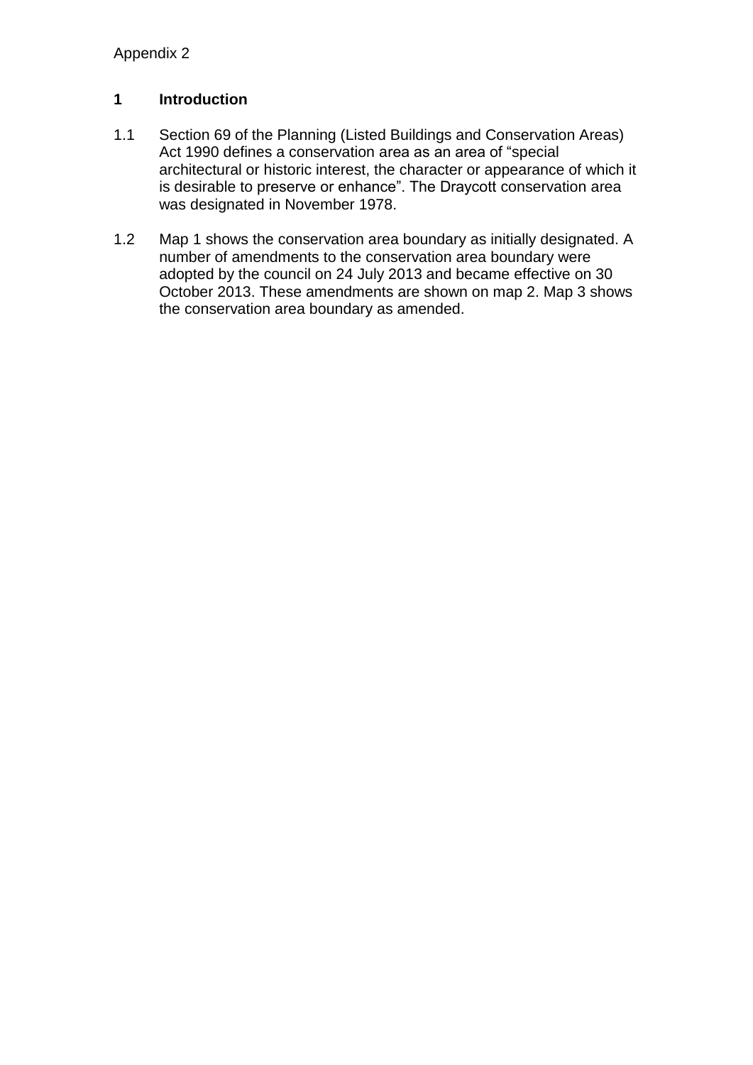Appendix 2

## 1 Introduction

1.1 Section 69 of the Planning (Listed Buildings and Conservation Areas) Act 1990 defines a conservation area as an area of “special architectural or historic interest, the character or appearance of which it is desirable to preserve or enhance”. The Draycott conservation area was designated in November 1978.

1.2 Map 1 shows the conservation area boundary as initially designated. A number of amendments to the conservation area boundary were adopted by the council on 24 July 2013 and became effective on 30 October 2013. These amendments are shown on map 2. Map 3 shows the conservation area boundary as amended.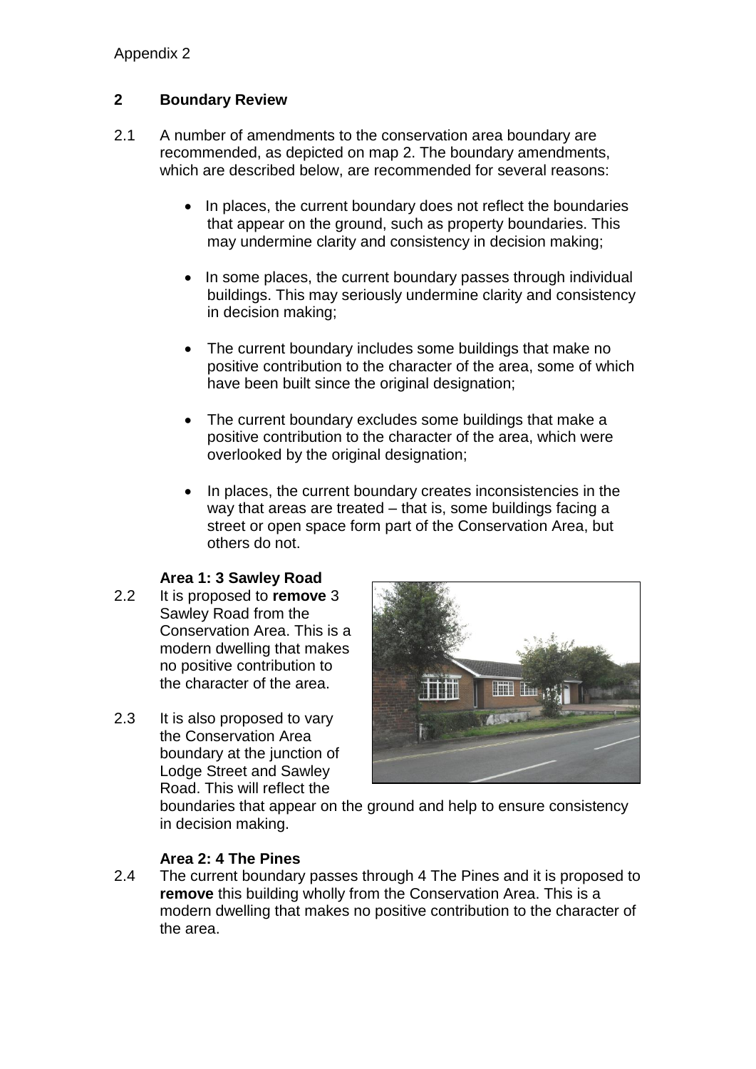Appendix 2

## 2 Boundary Review

2.1 A number of amendments to the conservation area boundary are recommended, as depicted on map 2. The boundary amendments, which are described below, are recommended for several reasons:

- In places, the current boundary does not reflect the boundaries that appear on the ground, such as property boundaries. This may undermine clarity and consistency in decision making;
- In some places, the current boundary passes through individual buildings. This may seriously undermine clarity and consistency in decision making;
- The current boundary includes some buildings that make no positive contribution to the character of the area, some of which have been built since the original designation;
- The current boundary excludes some buildings that make a positive contribution to the character of the area, which were overlooked by the original designation;
- In places, the current boundary creates inconsistencies in the way that areas are treated – that is, some buildings facing a street or open space form part of the Conservation Area, but others do not.

### Area 1: 3 Sawley Road

2.2 It is proposed to **remove** 3 Sawley Road from the Conservation Area. This is a modern dwelling that makes no positive contribution to the character of the area.

2.3 It is also proposed to vary the Conservation Area boundary at the junction of Lodge Street and Sawley Road. This will reflect the boundaries that appear on the ground and help to ensure consistency in decision making.

### Area 2: 4 The Pines

2.4 The current boundary passes through 4 The Pines and it is proposed to **remove** this building wholly from the Conservation Area. This is a modern dwelling that makes no positive contribution to the character of the area.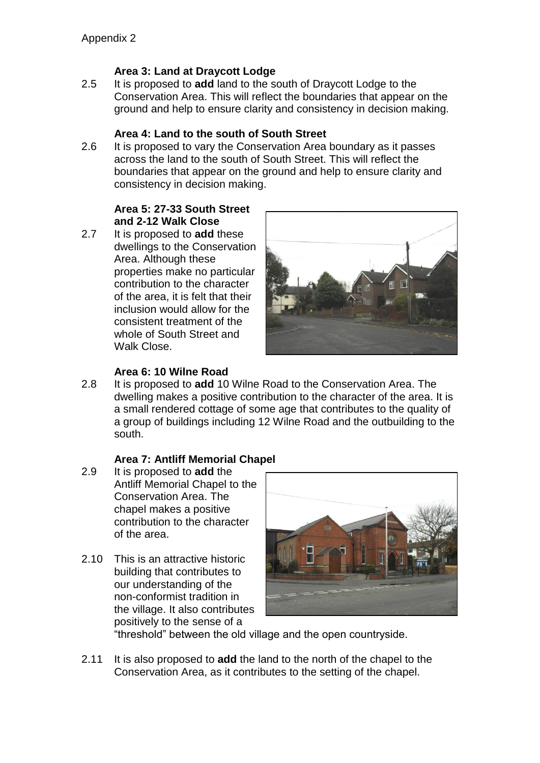Appendix 2

**Area 3: Land at Draycott Lodge**

2.5 It is proposed to **add** land to the south of Draycott Lodge to the Conservation Area. This will reflect the boundaries that appear on the ground and help to ensure clarity and consistency in decision making.

**Area 4: Land to the south of South Street**

2.6 It is proposed to vary the Conservation Area boundary as it passes across the land to the south of South Street. This will reflect the boundaries that appear on the ground and help to ensure clarity and consistency in decision making.

**Area 5: 27-33 South Street and 2-12 Walk Close**

2.7 It is proposed to **add** these dwellings to the Conservation Area. Although these properties make no particular contribution to the character of the area, it is felt that their inclusion would allow for the consistent treatment of the whole of South Street and Walk Close.

**Area 6: 10 Wilne Road**

2.8 It is proposed to **add** 10 Wilne Road to the Conservation Area. The dwelling makes a positive contribution to the character of the area. It is a small rendered cottage of some age that contributes to the quality of a group of buildings including 12 Wilne Road and the outbuilding to the south.

**Area 7: Antliff Memorial Chapel**

2.9 It is proposed to **add** the Antliff Memorial Chapel to the Conservation Area. The chapel makes a positive contribution to the character of the area.

2.10 This is an attractive historic building that contributes to our understanding of the non-conformist tradition in the village. It also contributes positively to the sense of a "threshold" between the old village and the open countryside.

2.11 It is also proposed to **add** the land to the north of the chapel to the Conservation Area, as it contributes to the setting of the chapel.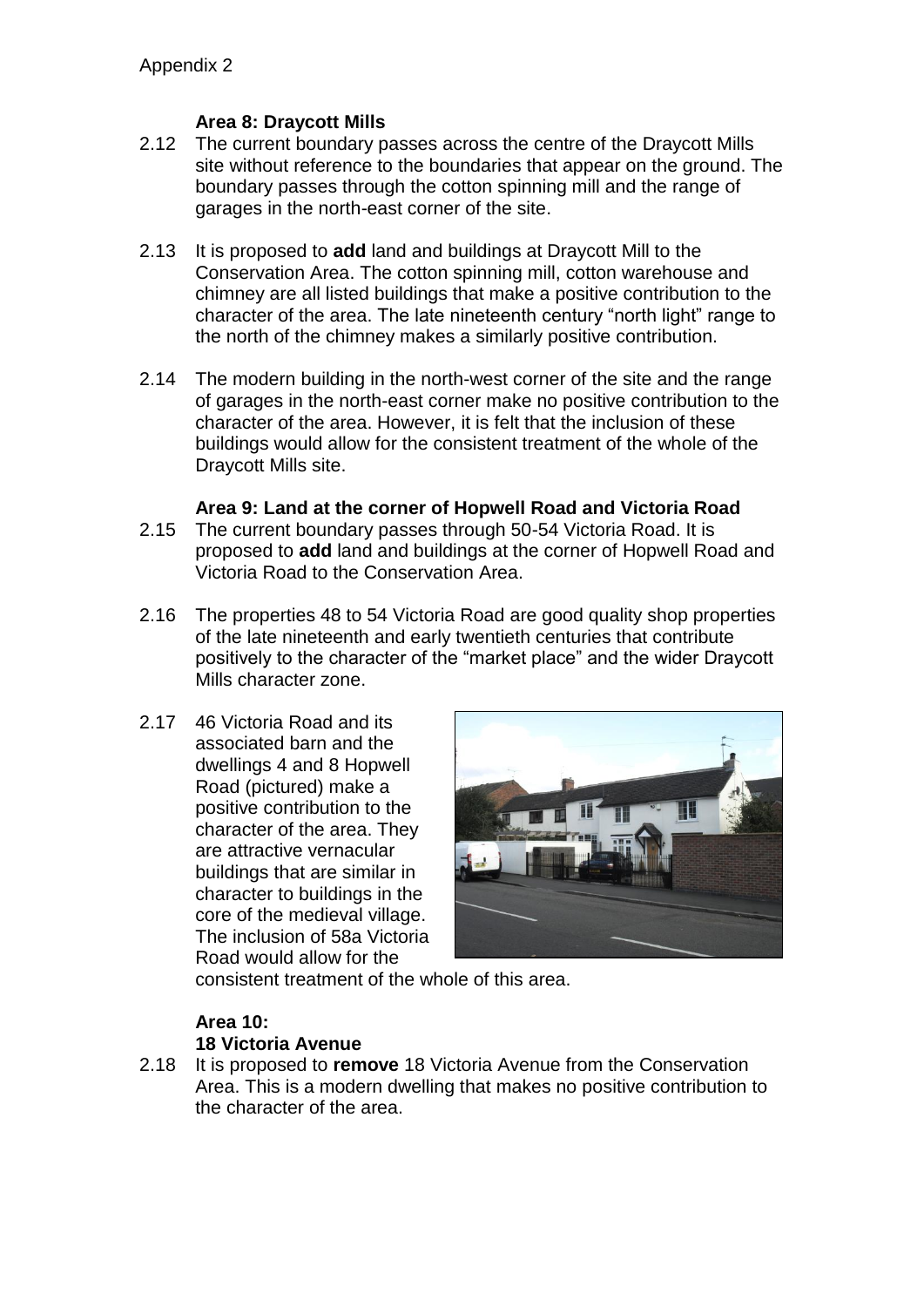Appendix 2

### Area 8: Draycott Mills

2.12 The current boundary passes across the centre of the Draycott Mills site without reference to the boundaries that appear on the ground. The boundary passes through the cotton spinning mill and the range of garages in the north-east corner of the site.

2.13 It is proposed to **add** land and buildings at Draycott Mill to the Conservation Area. The cotton spinning mill, cotton warehouse and chimney are all listed buildings that make a positive contribution to the character of the area. The late nineteenth century "north light" range to the north of the chimney makes a similarly positive contribution.

2.14 The modern building in the north-west corner of the site and the range of garages in the north-east corner make no positive contribution to the character of the area. However, it is felt that the inclusion of these buildings would allow for the consistent treatment of the whole of the Draycott Mills site.

### Area 9: Land at the corner of Hopwell Road and Victoria Road

2.15 The current boundary passes through 50-54 Victoria Road. It is proposed to **add** land and buildings at the corner of Hopwell Road and Victoria Road to the Conservation Area.

2.16 The properties 48 to 54 Victoria Road are good quality shop properties of the late nineteenth and early twentieth centuries that contribute positively to the character of the "market place" and the wider Draycott Mills character zone.

2.17 46 Victoria Road and its associated barn and the dwellings 4 and 8 Hopwell Road (pictured) make a positive contribution to the character of the area. They are attractive vernacular buildings that are similar in character to buildings in the core of the medieval village. The inclusion of 58a Victoria Road would allow for the consistent treatment of the whole of this area.

### Area 10: 18 Victoria Avenue

2.18 It is proposed to **remove** 18 Victoria Avenue from the Conservation Area. This is a modern dwelling that makes no positive contribution to the character of the area.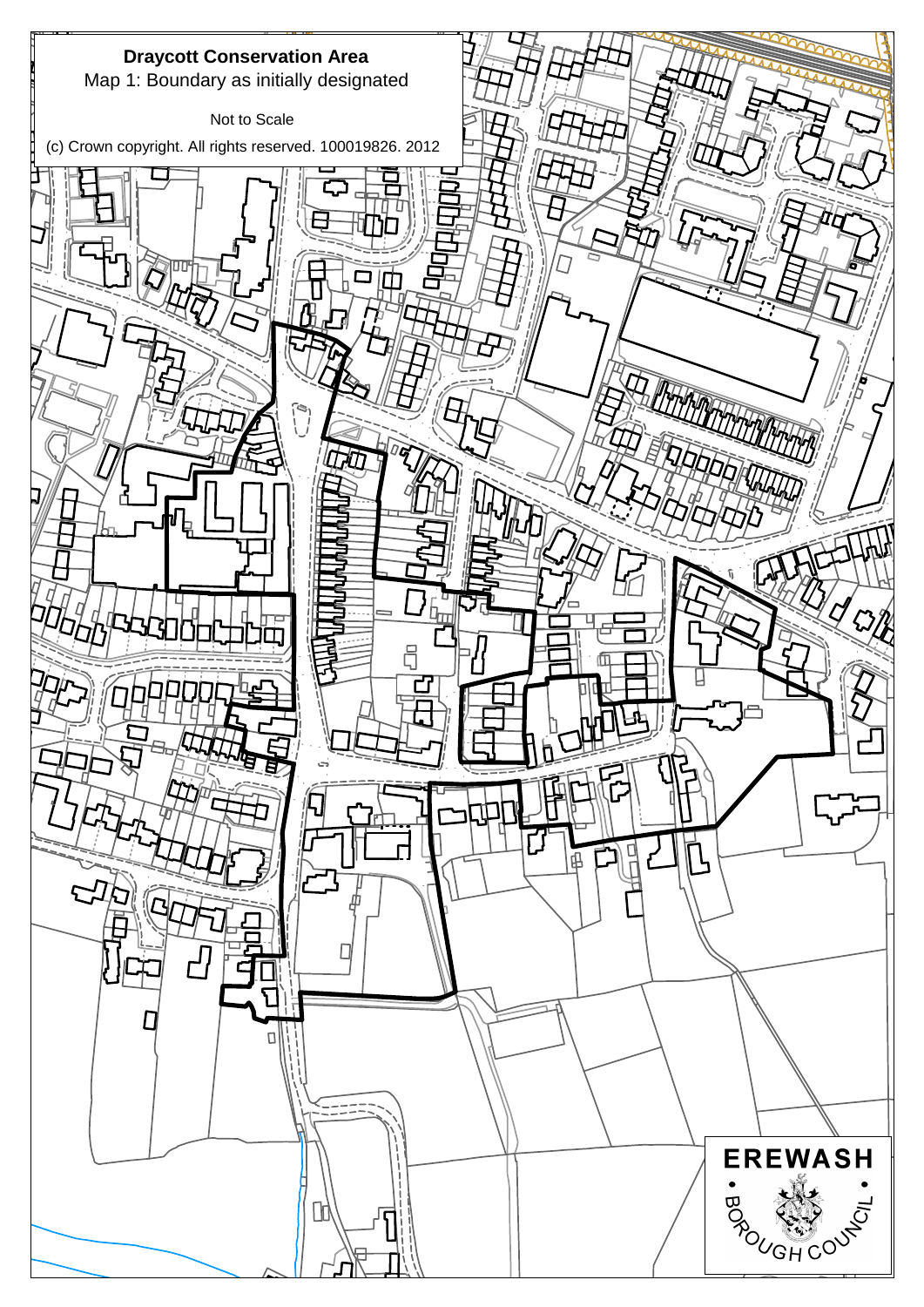**Draycott Conservation Area**

Map 1: Boundary as initially designated

Not to Scale

(c) Crown copyright. All rights reserved. 100019826. 2012

EREWASH

BOROUGH COUNCIL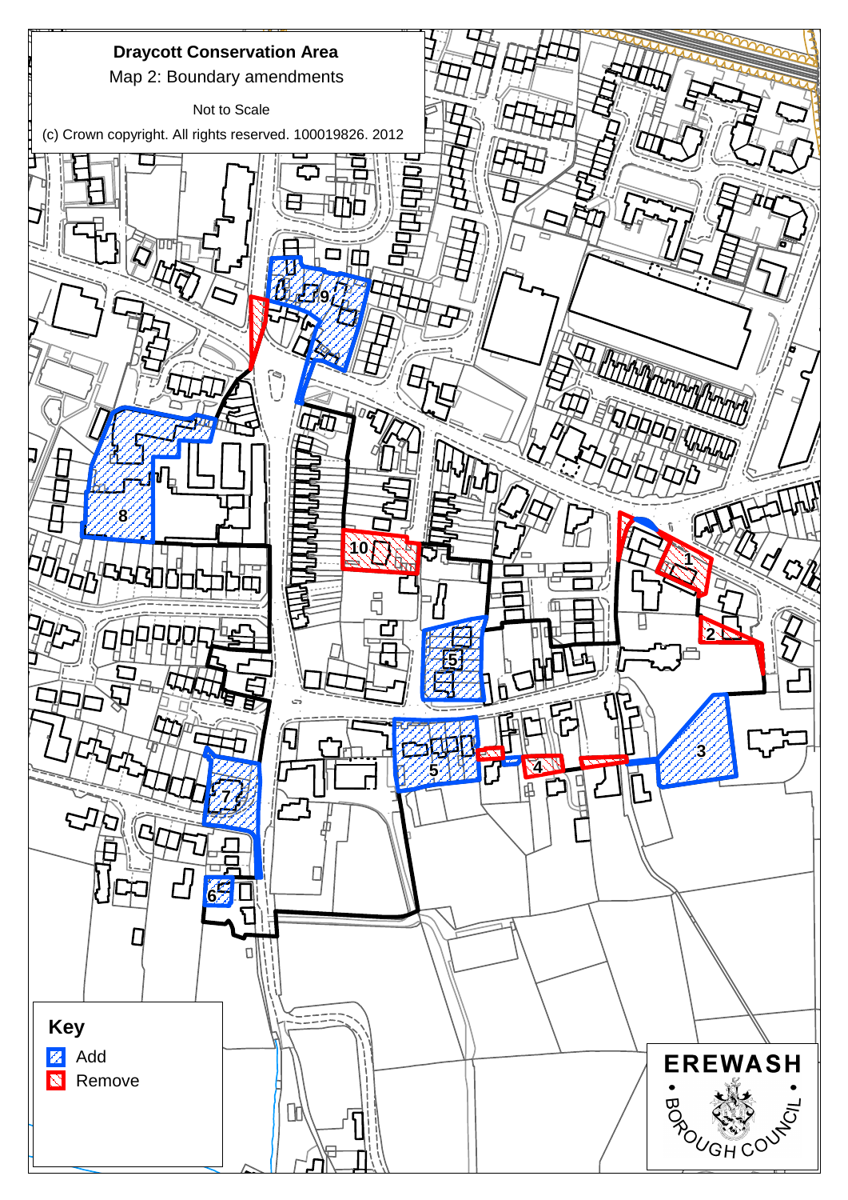# Draycott Conservation Area

Map 2: Boundary amendments

Not to Scale

(c) Crown copyright. All rights reserved. 100019826. 2012

**Key**

- Add
- Remove

EREWASH BOROUGH COUNCIL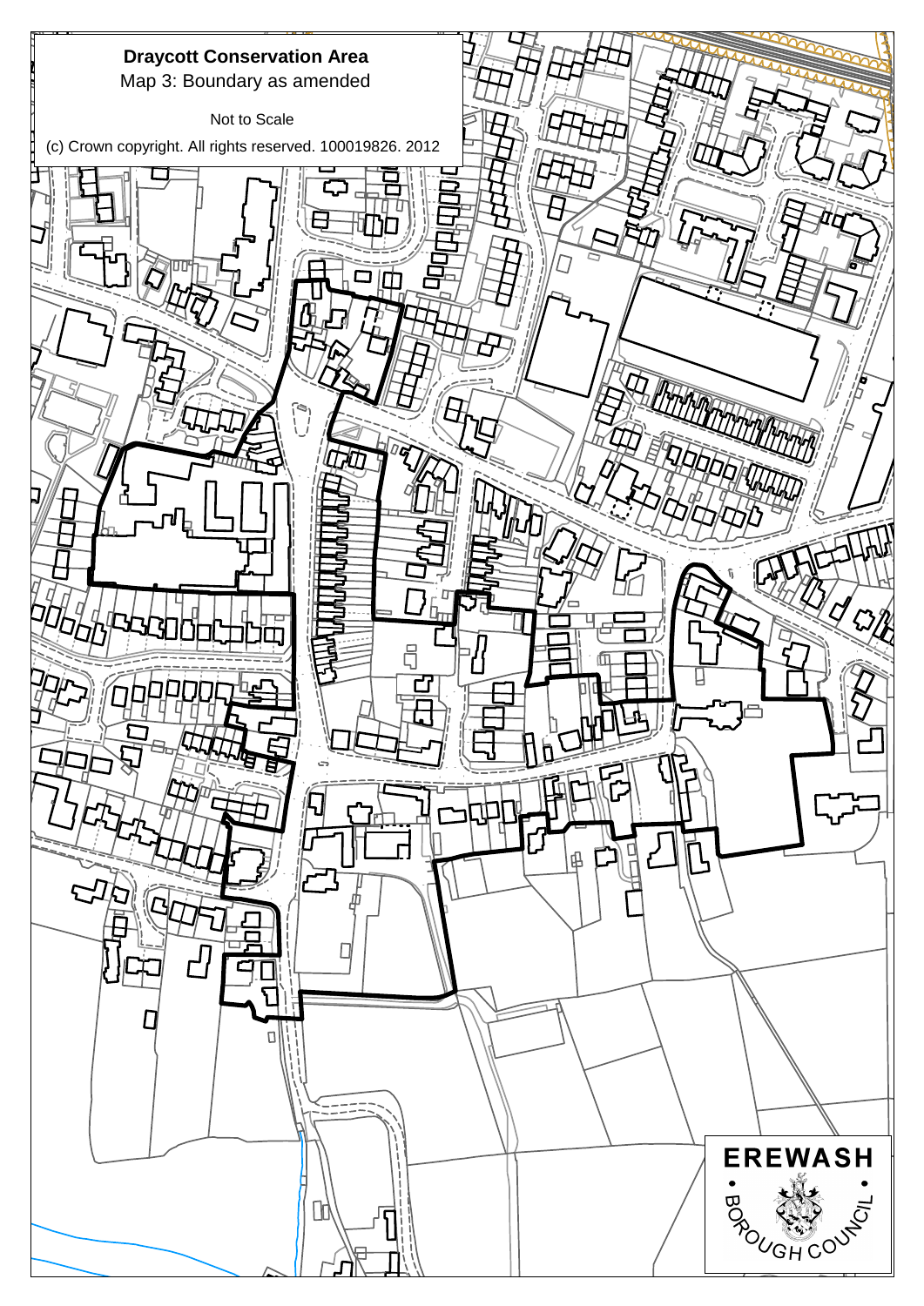**Draycott Conservation Area**

Map 3: Boundary as amended

Not to Scale

(c) Crown copyright. All rights reserved. 100019826. 2012

EREWASH

BOROUGH COUNCIL